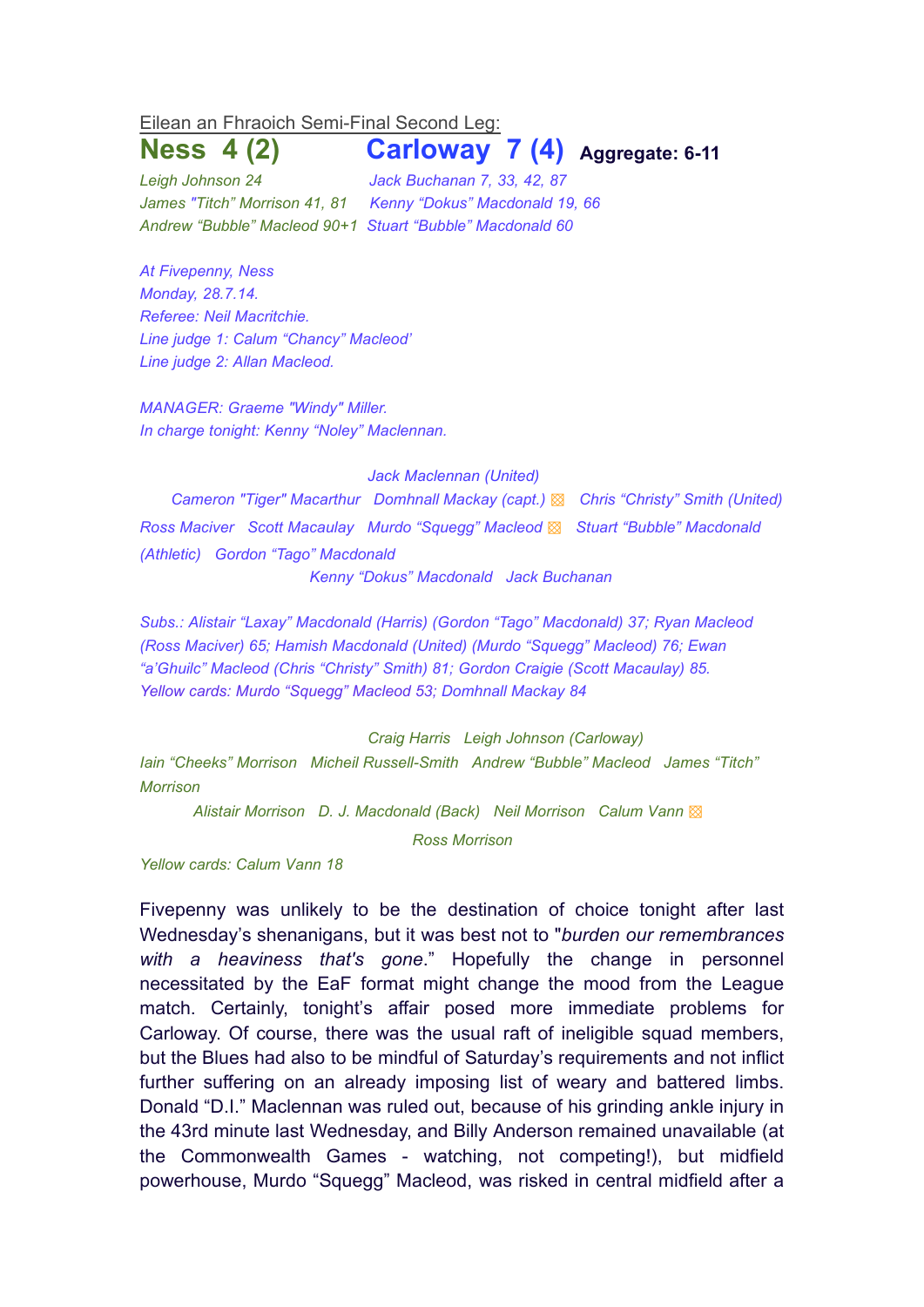Eilean an Fhraoich Semi-Final Second Leg:

# Ness 4 (2) Carloway 7 (4) Aggregate: 6-11

| Ness | Carloway |
|---|---|
| *Leigh Johnson 24* | *Jack Buchanan 7, 33, 42, 87* |
| *James "Titch" Morrison 41, 81* | *Kenny "Dokus" Macdonald 19, 66* |
| *Andrew "Bubble" Macleod 90+1* | *Stuart "Bubble" Macdonald 60* |

*At Fivepenny, Ness*
*Monday, 28.7.14.*
*Referee: Neil Macritchie.*
*Line judge 1: Calum "Chancy" Macleod'*
*Line judge 2: Allan Macleod.*

*MANAGER: Graeme "Windy" Miller.*
*In charge tonight: Kenny "Noley" Maclennan.*

*Jack Maclennan (United)*

*Cameron "Tiger" Macarthur Domhnall Mackay (capt.) ▧ Chris "Christy" Smith (United)*

*Ross Maciver Scott Macaulay Murdo "Squegg" Macleod ▧ Stuart "Bubble" Macdonald (Athletic) Gordon "Tago" Macdonald*

*Kenny "Dokus" Macdonald Jack Buchanan*

*Subs.: Alistair "Laxay" Macdonald (Harris) (Gordon "Tago" Macdonald) 37; Ryan Macleod (Ross Maciver) 65; Hamish Macdonald (United) (Murdo "Squegg" Macleod) 76; Ewan "a'Ghuilc" Macleod (Chris "Christy" Smith) 81; Gordon Craigie (Scott Macaulay) 85.*
*Yellow cards: Murdo "Squegg" Macleod 53; Domhnall Mackay 84*

*Craig Harris Leigh Johnson (Carloway)*

*Iain "Cheeks" Morrison Micheil Russell-Smith Andrew "Bubble" Macleod James "Titch" Morrison*

*Alistair Morrison D. J. Macdonald (Back) Neil Morrison Calum Vann ▧*

*Ross Morrison*

*Yellow cards: Calum Vann 18*

Fivepenny was unlikely to be the destination of choice tonight after last Wednesday's shenanigans, but it was best not to "*burden our remembrances with a heaviness that's gone*." Hopefully the change in personnel necessitated by the EaF format might change the mood from the League match. Certainly, tonight's affair posed more immediate problems for Carloway. Of course, there was the usual raft of ineligible squad members, but the Blues had also to be mindful of Saturday's requirements and not inflict further suffering on an already imposing list of weary and battered limbs. Donald "D.I." Maclennan was ruled out, because of his grinding ankle injury in the 43rd minute last Wednesday, and Billy Anderson remained unavailable (at the Commonwealth Games - watching, not competing!), but midfield powerhouse, Murdo "Squegg" Macleod, was risked in central midfield after a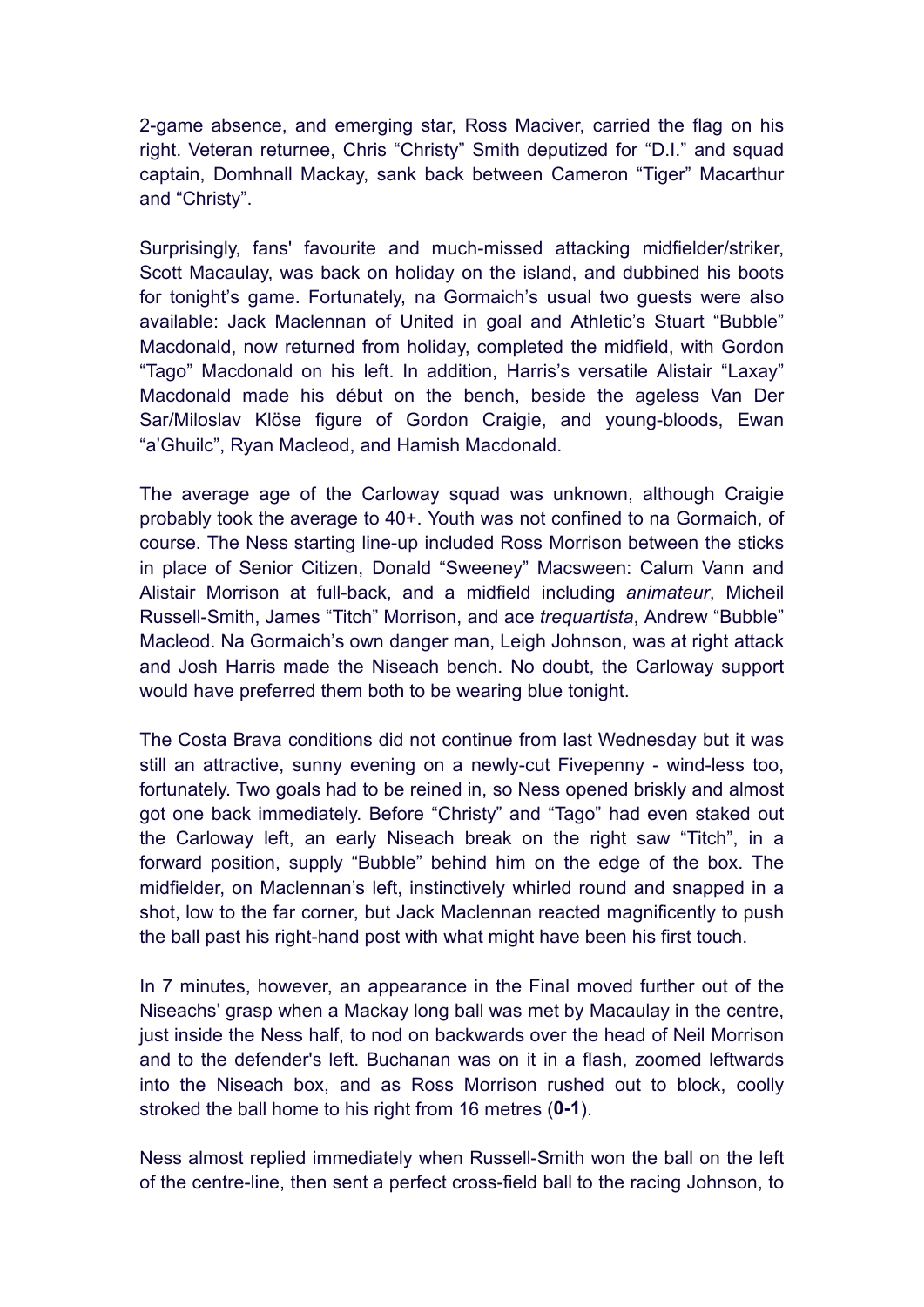2-game absence, and emerging star, Ross Maciver, carried the flag on his right. Veteran returnee, Chris "Christy" Smith deputized for "D.I." and squad captain, Domhnall Mackay, sank back between Cameron "Tiger" Macarthur and "Christy".

Surprisingly, fans' favourite and much-missed attacking midfielder/striker, Scott Macaulay, was back on holiday on the island, and dubbined his boots for tonight's game. Fortunately, na Gormaich's usual two guests were also available: Jack Maclennan of United in goal and Athletic's Stuart "Bubble" Macdonald, now returned from holiday, completed the midfield, with Gordon "Tago" Macdonald on his left. In addition, Harris's versatile Alistair "Laxay" Macdonald made his début on the bench, beside the ageless Van Der Sar/Miloslav Klöse figure of Gordon Craigie, and young-bloods, Ewan "a'Ghuilc", Ryan Macleod, and Hamish Macdonald.

The average age of the Carloway squad was unknown, although Craigie probably took the average to 40+. Youth was not confined to na Gormaich, of course. The Ness starting line-up included Ross Morrison between the sticks in place of Senior Citizen, Donald "Sweeney" Macsween: Calum Vann and Alistair Morrison at full-back, and a midfield including *animateur*, Micheil Russell-Smith, James "Titch" Morrison, and ace *trequartista*, Andrew "Bubble" Macleod. Na Gormaich's own danger man, Leigh Johnson, was at right attack and Josh Harris made the Niseach bench. No doubt, the Carloway support would have preferred them both to be wearing blue tonight.

The Costa Brava conditions did not continue from last Wednesday but it was still an attractive, sunny evening on a newly-cut Fivepenny - wind-less too, fortunately. Two goals had to be reined in, so Ness opened briskly and almost got one back immediately. Before "Christy" and "Tago" had even staked out the Carloway left, an early Niseach break on the right saw "Titch", in a forward position, supply "Bubble" behind him on the edge of the box. The midfielder, on Maclennan's left, instinctively whirled round and snapped in a shot, low to the far corner, but Jack Maclennan reacted magnificently to push the ball past his right-hand post with what might have been his first touch.

In 7 minutes, however, an appearance in the Final moved further out of the Niseachs' grasp when a Mackay long ball was met by Macaulay in the centre, just inside the Ness half, to nod on backwards over the head of Neil Morrison and to the defender's left. Buchanan was on it in a flash, zoomed leftwards into the Niseach box, and as Ross Morrison rushed out to block, coolly stroked the ball home to his right from 16 metres (**0-1**).

Ness almost replied immediately when Russell-Smith won the ball on the left of the centre-line, then sent a perfect cross-field ball to the racing Johnson, to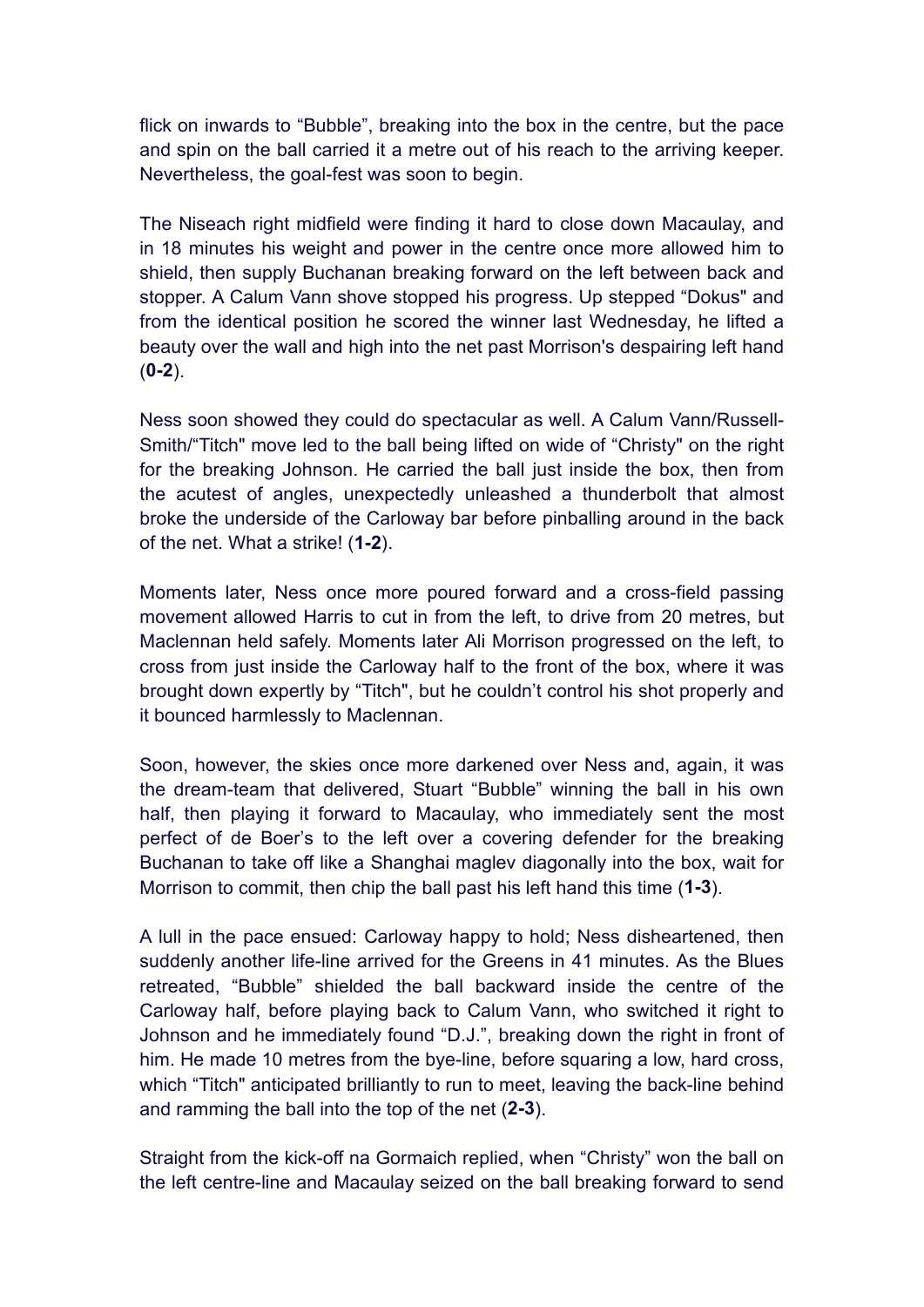flick on inwards to "Bubble", breaking into the box in the centre, but the pace and spin on the ball carried it a metre out of his reach to the arriving keeper. Nevertheless, the goal-fest was soon to begin.

The Niseach right midfield were finding it hard to close down Macaulay, and in 18 minutes his weight and power in the centre once more allowed him to shield, then supply Buchanan breaking forward on the left between back and stopper. A Calum Vann shove stopped his progress. Up stepped "Dokus" and from the identical position he scored the winner last Wednesday, he lifted a beauty over the wall and high into the net past Morrison's despairing left hand (**0-2**).

Ness soon showed they could do spectacular as well. A Calum Vann/Russell-Smith/"Titch" move led to the ball being lifted on wide of "Christy" on the right for the breaking Johnson. He carried the ball just inside the box, then from the acutest of angles, unexpectedly unleashed a thunderbolt that almost broke the underside of the Carloway bar before pinballing around in the back of the net. What a strike! (**1-2**).

Moments later, Ness once more poured forward and a cross-field passing movement allowed Harris to cut in from the left, to drive from 20 metres, but Maclennan held safely. Moments later Ali Morrison progressed on the left, to cross from just inside the Carloway half to the front of the box, where it was brought down expertly by "Titch", but he couldn't control his shot properly and it bounced harmlessly to Maclennan.

Soon, however, the skies once more darkened over Ness and, again, it was the dream-team that delivered, Stuart "Bubble" winning the ball in his own half, then playing it forward to Macaulay, who immediately sent the most perfect of de Boer's to the left over a covering defender for the breaking Buchanan to take off like a Shanghai maglev diagonally into the box, wait for Morrison to commit, then chip the ball past his left hand this time (**1-3**).

A lull in the pace ensued: Carloway happy to hold; Ness disheartened, then suddenly another life-line arrived for the Greens in 41 minutes. As the Blues retreated, "Bubble" shielded the ball backward inside the centre of the Carloway half, before playing back to Calum Vann, who switched it right to Johnson and he immediately found "D.J.", breaking down the right in front of him. He made 10 metres from the bye-line, before squaring a low, hard cross, which "Titch" anticipated brilliantly to run to meet, leaving the back-line behind and ramming the ball into the top of the net (**2-3**).

Straight from the kick-off na Gormaich replied, when "Christy" won the ball on the left centre-line and Macaulay seized on the ball breaking forward to send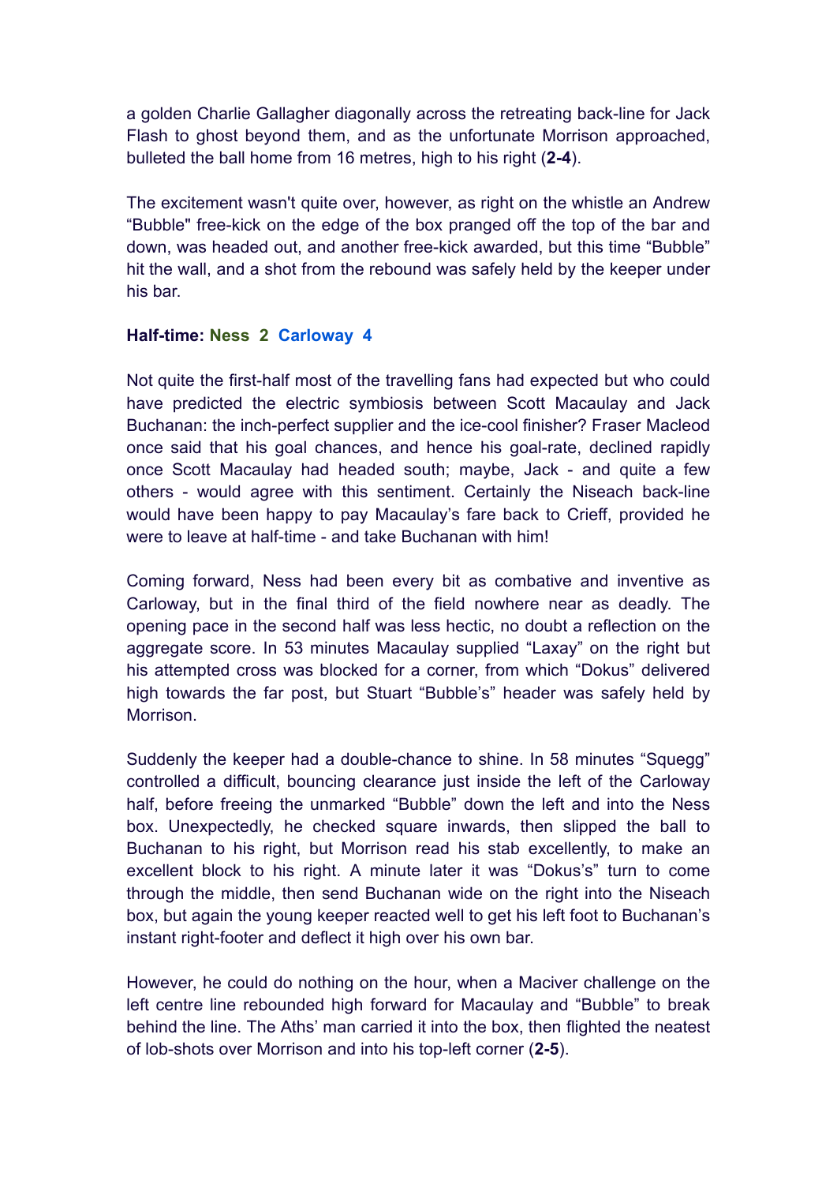a golden Charlie Gallagher diagonally across the retreating back-line for Jack Flash to ghost beyond them, and as the unfortunate Morrison approached, bulleted the ball home from 16 metres, high to his right (**2-4**).

The excitement wasn't quite over, however, as right on the whistle an Andrew "Bubble" free-kick on the edge of the box pranged off the top of the bar and down, was headed out, and another free-kick awarded, but this time "Bubble" hit the wall, and a shot from the rebound was safely held by the keeper under his bar.

**Half-time: Ness 2 Carloway 4**

Not quite the first-half most of the travelling fans had expected but who could have predicted the electric symbiosis between Scott Macaulay and Jack Buchanan: the inch-perfect supplier and the ice-cool finisher? Fraser Macleod once said that his goal chances, and hence his goal-rate, declined rapidly once Scott Macaulay had headed south; maybe, Jack - and quite a few others - would agree with this sentiment. Certainly the Niseach back-line would have been happy to pay Macaulay's fare back to Crieff, provided he were to leave at half-time - and take Buchanan with him!

Coming forward, Ness had been every bit as combative and inventive as Carloway, but in the final third of the field nowhere near as deadly. The opening pace in the second half was less hectic, no doubt a reflection on the aggregate score. In 53 minutes Macaulay supplied "Laxay" on the right but his attempted cross was blocked for a corner, from which "Dokus" delivered high towards the far post, but Stuart "Bubble's" header was safely held by Morrison.

Suddenly the keeper had a double-chance to shine. In 58 minutes "Squegg" controlled a difficult, bouncing clearance just inside the left of the Carloway half, before freeing the unmarked "Bubble" down the left and into the Ness box. Unexpectedly, he checked square inwards, then slipped the ball to Buchanan to his right, but Morrison read his stab excellently, to make an excellent block to his right. A minute later it was "Dokus's" turn to come through the middle, then send Buchanan wide on the right into the Niseach box, but again the young keeper reacted well to get his left foot to Buchanan's instant right-footer and deflect it high over his own bar.

However, he could do nothing on the hour, when a Maciver challenge on the left centre line rebounded high forward for Macaulay and "Bubble" to break behind the line. The Aths' man carried it into the box, then flighted the neatest of lob-shots over Morrison and into his top-left corner (**2-5**).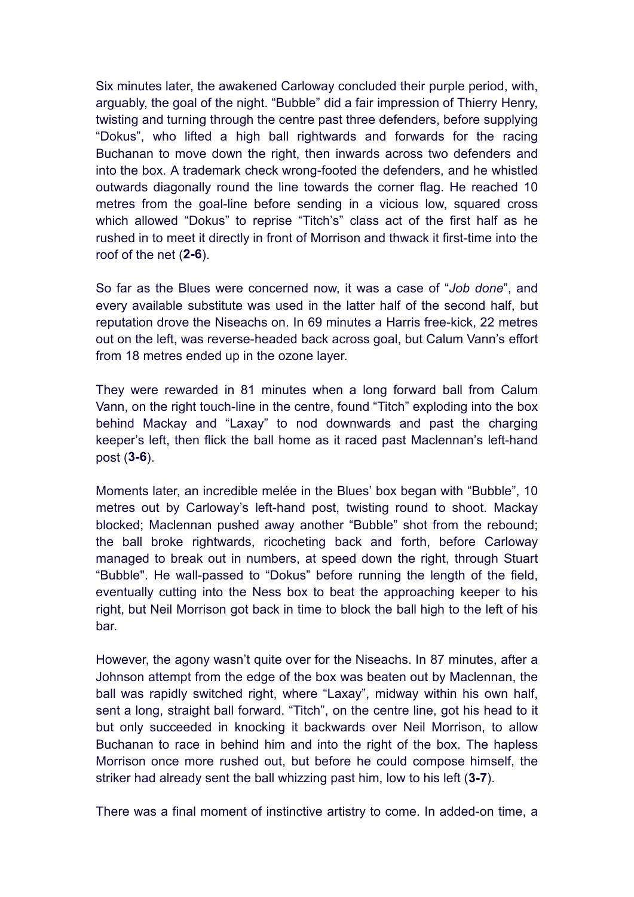Six minutes later, the awakened Carloway concluded their purple period, with, arguably, the goal of the night. "Bubble" did a fair impression of Thierry Henry, twisting and turning through the centre past three defenders, before supplying "Dokus", who lifted a high ball rightwards and forwards for the racing Buchanan to move down the right, then inwards across two defenders and into the box. A trademark check wrong-footed the defenders, and he whistled outwards diagonally round the line towards the corner flag. He reached 10 metres from the goal-line before sending in a vicious low, squared cross which allowed "Dokus" to reprise "Titch's" class act of the first half as he rushed in to meet it directly in front of Morrison and thwack it first-time into the roof of the net (**2-6**).

So far as the Blues were concerned now, it was a case of "*Job done*", and every available substitute was used in the latter half of the second half, but reputation drove the Niseachs on. In 69 minutes a Harris free-kick, 22 metres out on the left, was reverse-headed back across goal, but Calum Vann's effort from 18 metres ended up in the ozone layer.

They were rewarded in 81 minutes when a long forward ball from Calum Vann, on the right touch-line in the centre, found "Titch" exploding into the box behind Mackay and "Laxay" to nod downwards and past the charging keeper's left, then flick the ball home as it raced past Maclennan's left-hand post (**3-6**).

Moments later, an incredible melée in the Blues' box began with "Bubble", 10 metres out by Carloway's left-hand post, twisting round to shoot. Mackay blocked; Maclennan pushed away another "Bubble" shot from the rebound; the ball broke rightwards, ricocheting back and forth, before Carloway managed to break out in numbers, at speed down the right, through Stuart "Bubble". He wall-passed to "Dokus" before running the length of the field, eventually cutting into the Ness box to beat the approaching keeper to his right, but Neil Morrison got back in time to block the ball high to the left of his bar.

However, the agony wasn't quite over for the Niseachs. In 87 minutes, after a Johnson attempt from the edge of the box was beaten out by Maclennan, the ball was rapidly switched right, where "Laxay", midway within his own half, sent a long, straight ball forward. "Titch", on the centre line, got his head to it but only succeeded in knocking it backwards over Neil Morrison, to allow Buchanan to race in behind him and into the right of the box. The hapless Morrison once more rushed out, but before he could compose himself, the striker had already sent the ball whizzing past him, low to his left (**3-7**).

There was a final moment of instinctive artistry to come. In added-on time, a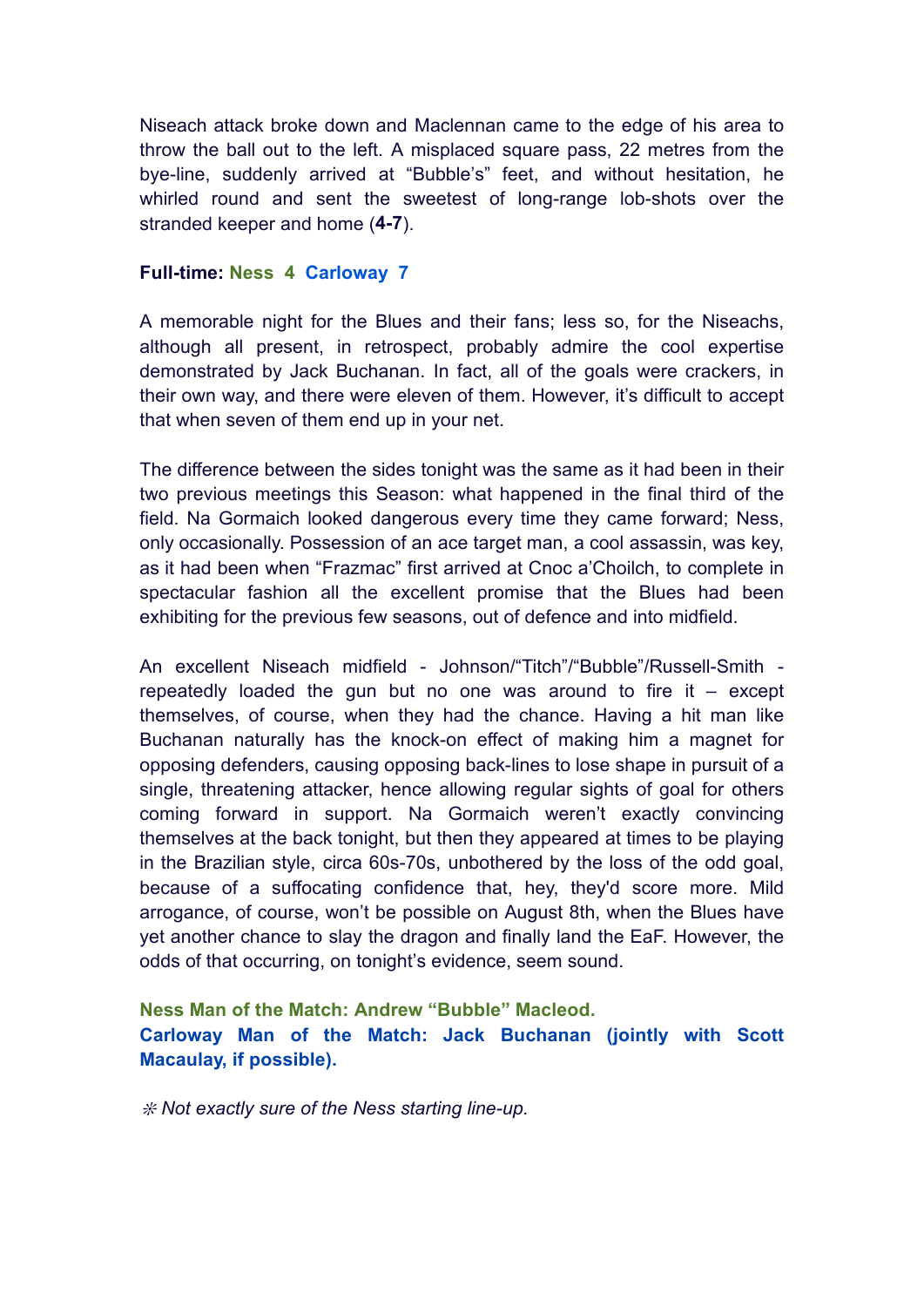Niseach attack broke down and Maclennan came to the edge of his area to throw the ball out to the left. A misplaced square pass, 22 metres from the bye-line, suddenly arrived at "Bubble's" feet, and without hesitation, he whirled round and sent the sweetest of long-range lob-shots over the stranded keeper and home (**4-7**).

**Full-time: Ness 4 Carloway 7**

A memorable night for the Blues and their fans; less so, for the Niseachs, although all present, in retrospect, probably admire the cool expertise demonstrated by Jack Buchanan. In fact, all of the goals were crackers, in their own way, and there were eleven of them. However, it's difficult to accept that when seven of them end up in your net.

The difference between the sides tonight was the same as it had been in their two previous meetings this Season: what happened in the final third of the field. Na Gormaich looked dangerous every time they came forward; Ness, only occasionally. Possession of an ace target man, a cool assassin, was key, as it had been when "Frazmac" first arrived at Cnoc a'Choilch, to complete in spectacular fashion all the excellent promise that the Blues had been exhibiting for the previous few seasons, out of defence and into midfield.

An excellent Niseach midfield - Johnson/"Titch"/"Bubble"/Russell-Smith - repeatedly loaded the gun but no one was around to fire it – except themselves, of course, when they had the chance. Having a hit man like Buchanan naturally has the knock-on effect of making him a magnet for opposing defenders, causing opposing back-lines to lose shape in pursuit of a single, threatening attacker, hence allowing regular sights of goal for others coming forward in support. Na Gormaich weren't exactly convincing themselves at the back tonight, but then they appeared at times to be playing in the Brazilian style, circa 60s-70s, unbothered by the loss of the odd goal, because of a suffocating confidence that, hey, they'd score more. Mild arrogance, of course, won't be possible on August 8th, when the Blues have yet another chance to slay the dragon and finally land the EaF. However, the odds of that occurring, on tonight's evidence, seem sound.

**Ness Man of the Match: Andrew "Bubble" Macleod.**
**Carloway Man of the Match: Jack Buchanan (jointly with Scott Macaulay, if possible).**

*☼ Not exactly sure of the Ness starting line-up.*